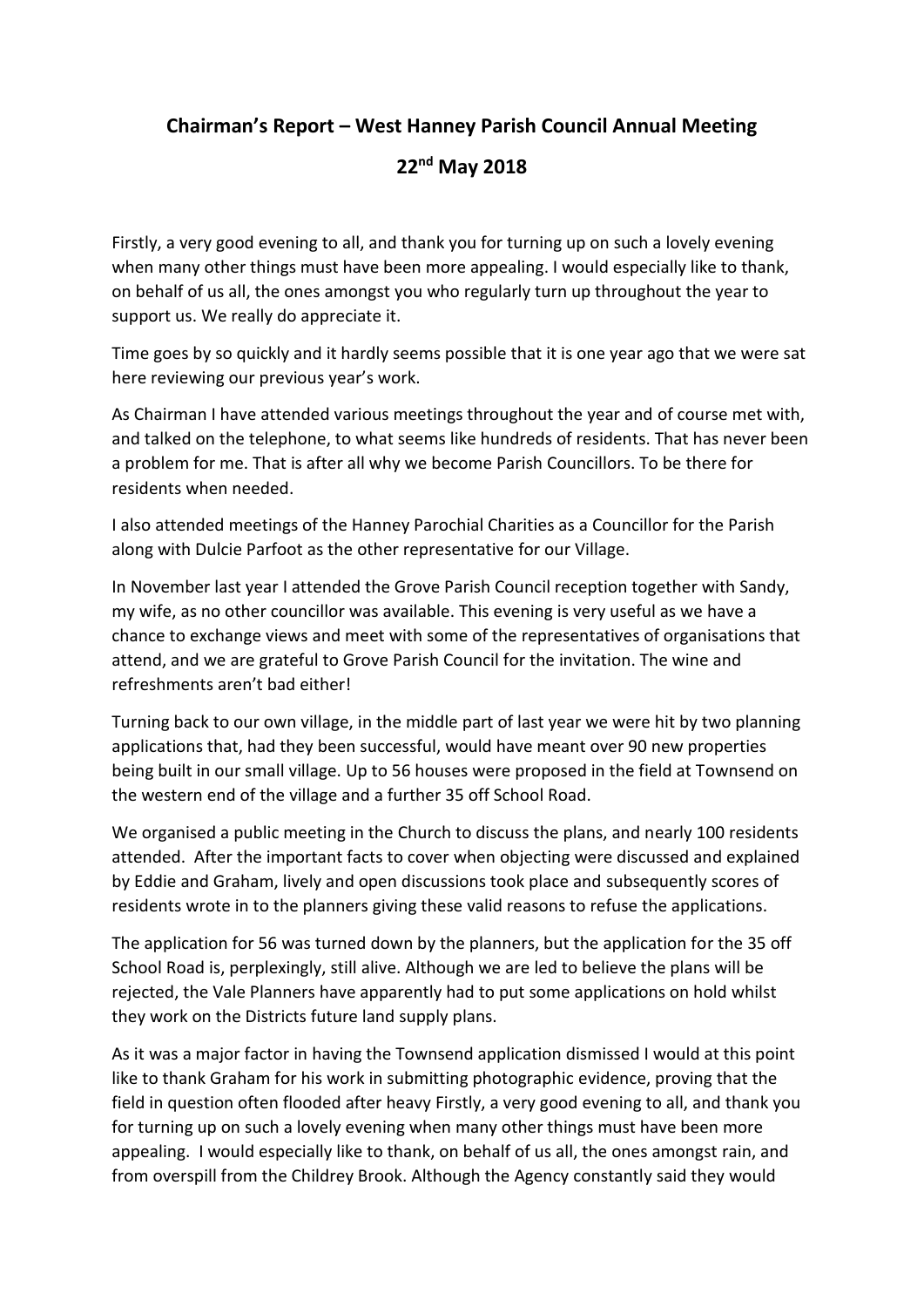# Chairman's Report – West Hanney Parish Council Annual Meeting

## 22nd May 2018

Firstly, a very good evening to all, and thank you for turning up on such a lovely evening when many other things must have been more appealing. I would especially like to thank, on behalf of us all, the ones amongst you who regularly turn up throughout the year to support us. We really do appreciate it.

Time goes by so quickly and it hardly seems possible that it is one year ago that we were sat here reviewing our previous year's work.

As Chairman I have attended various meetings throughout the year and of course met with, and talked on the telephone, to what seems like hundreds of residents. That has never been a problem for me. That is after all why we become Parish Councillors. To be there for residents when needed.

I also attended meetings of the Hanney Parochial Charities as a Councillor for the Parish along with Dulcie Parfoot as the other representative for our Village.

In November last year I attended the Grove Parish Council reception together with Sandy, my wife, as no other councillor was available. This evening is very useful as we have a chance to exchange views and meet with some of the representatives of organisations that attend, and we are grateful to Grove Parish Council for the invitation. The wine and refreshments aren't bad either!

Turning back to our own village, in the middle part of last year we were hit by two planning applications that, had they been successful, would have meant over 90 new properties being built in our small village. Up to 56 houses were proposed in the field at Townsend on the western end of the village and a further 35 off School Road.

We organised a public meeting in the Church to discuss the plans, and nearly 100 residents attended. After the important facts to cover when objecting were discussed and explained by Eddie and Graham, lively and open discussions took place and subsequently scores of residents wrote in to the planners giving these valid reasons to refuse the applications.

The application for 56 was turned down by the planners, but the application for the 35 off School Road is, perplexingly, still alive. Although we are led to believe the plans will be rejected, the Vale Planners have apparently had to put some applications on hold whilst they work on the Districts future land supply plans.

As it was a major factor in having the Townsend application dismissed I would at this point like to thank Graham for his work in submitting photographic evidence, proving that the field in question often flooded after heavy Firstly, a very good evening to all, and thank you for turning up on such a lovely evening when many other things must have been more appealing. I would especially like to thank, on behalf of us all, the ones amongst rain, and from overspill from the Childrey Brook. Although the Agency constantly said they would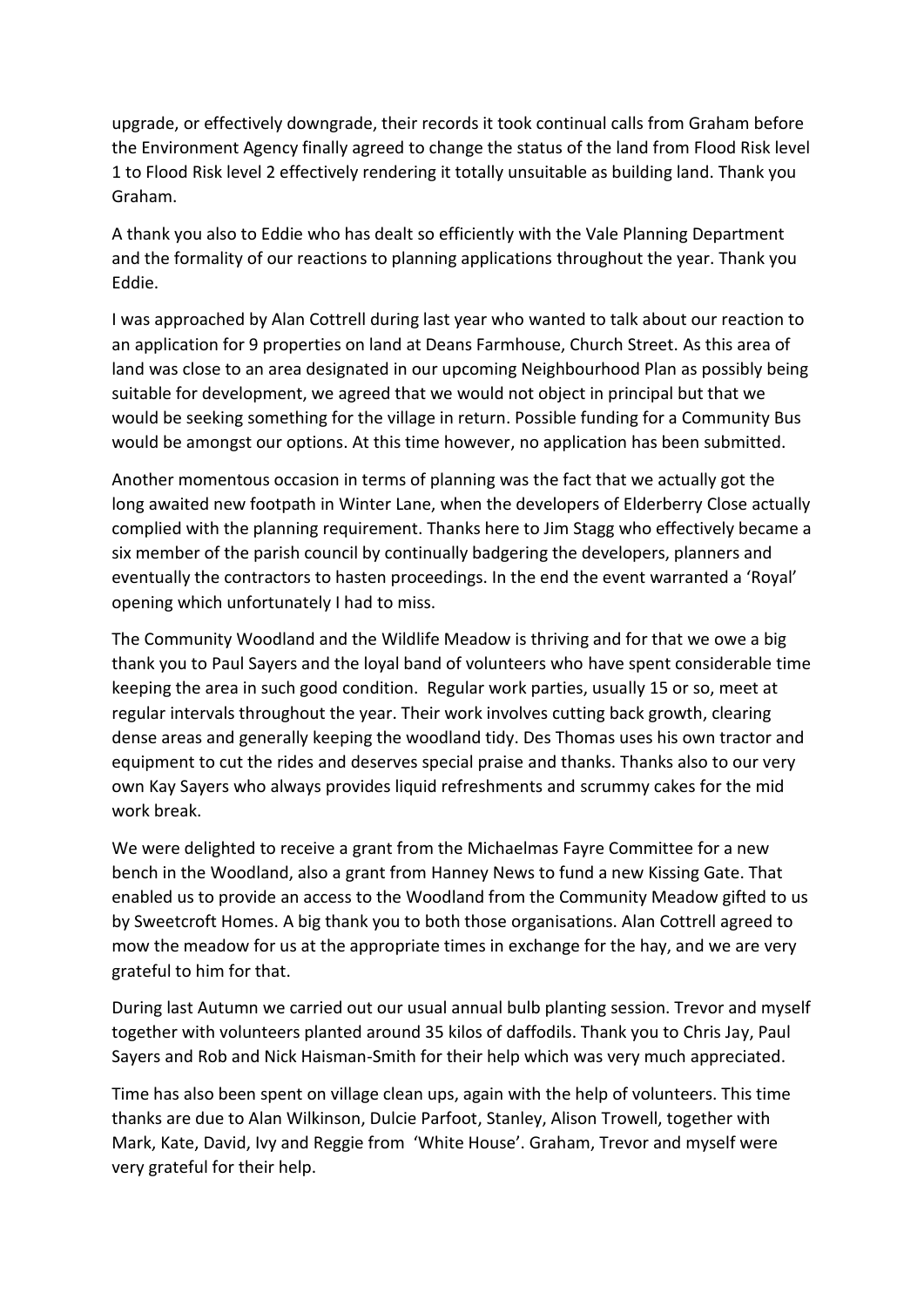upgrade, or effectively downgrade, their records it took continual calls from Graham before the Environment Agency finally agreed to change the status of the land from Flood Risk level 1 to Flood Risk level 2 effectively rendering it totally unsuitable as building land. Thank you Graham.

A thank you also to Eddie who has dealt so efficiently with the Vale Planning Department and the formality of our reactions to planning applications throughout the year. Thank you Eddie.

I was approached by Alan Cottrell during last year who wanted to talk about our reaction to an application for 9 properties on land at Deans Farmhouse, Church Street. As this area of land was close to an area designated in our upcoming Neighbourhood Plan as possibly being suitable for development, we agreed that we would not object in principal but that we would be seeking something for the village in return. Possible funding for a Community Bus would be amongst our options. At this time however, no application has been submitted.

Another momentous occasion in terms of planning was the fact that we actually got the long awaited new footpath in Winter Lane, when the developers of Elderberry Close actually complied with the planning requirement. Thanks here to Jim Stagg who effectively became a six member of the parish council by continually badgering the developers, planners and eventually the contractors to hasten proceedings. In the end the event warranted a 'Royal' opening which unfortunately I had to miss.

The Community Woodland and the Wildlife Meadow is thriving and for that we owe a big thank you to Paul Sayers and the loyal band of volunteers who have spent considerable time keeping the area in such good condition. Regular work parties, usually 15 or so, meet at regular intervals throughout the year. Their work involves cutting back growth, clearing dense areas and generally keeping the woodland tidy. Des Thomas uses his own tractor and equipment to cut the rides and deserves special praise and thanks. Thanks also to our very own Kay Sayers who always provides liquid refreshments and scrummy cakes for the mid work break.

We were delighted to receive a grant from the Michaelmas Fayre Committee for a new bench in the Woodland, also a grant from Hanney News to fund a new Kissing Gate. That enabled us to provide an access to the Woodland from the Community Meadow gifted to us by Sweetcroft Homes. A big thank you to both those organisations. Alan Cottrell agreed to mow the meadow for us at the appropriate times in exchange for the hay, and we are very grateful to him for that.

During last Autumn we carried out our usual annual bulb planting session. Trevor and myself together with volunteers planted around 35 kilos of daffodils. Thank you to Chris Jay, Paul Sayers and Rob and Nick Haisman-Smith for their help which was very much appreciated.

Time has also been spent on village clean ups, again with the help of volunteers. This time thanks are due to Alan Wilkinson, Dulcie Parfoot, Stanley, Alison Trowell, together with Mark, Kate, David, Ivy and Reggie from 'White House'. Graham, Trevor and myself were very grateful for their help.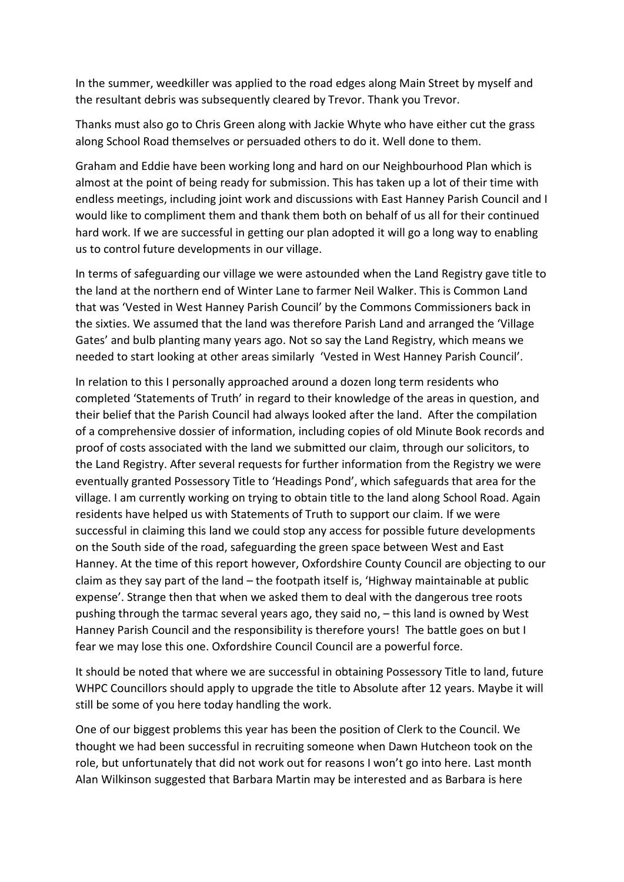In the summer, weedkiller was applied to the road edges along Main Street by myself and the resultant debris was subsequently cleared by Trevor. Thank you Trevor.

Thanks must also go to Chris Green along with Jackie Whyte who have either cut the grass along School Road themselves or persuaded others to do it. Well done to them.

Graham and Eddie have been working long and hard on our Neighbourhood Plan which is almost at the point of being ready for submission. This has taken up a lot of their time with endless meetings, including joint work and discussions with East Hanney Parish Council and I would like to compliment them and thank them both on behalf of us all for their continued hard work. If we are successful in getting our plan adopted it will go a long way to enabling us to control future developments in our village.

In terms of safeguarding our village we were astounded when the Land Registry gave title to the land at the northern end of Winter Lane to farmer Neil Walker. This is Common Land that was 'Vested in West Hanney Parish Council' by the Commons Commissioners back in the sixties. We assumed that the land was therefore Parish Land and arranged the 'Village Gates' and bulb planting many years ago. Not so say the Land Registry, which means we needed to start looking at other areas similarly 'Vested in West Hanney Parish Council'.

In relation to this I personally approached around a dozen long term residents who completed 'Statements of Truth' in regard to their knowledge of the areas in question, and their belief that the Parish Council had always looked after the land. After the compilation of a comprehensive dossier of information, including copies of old Minute Book records and proof of costs associated with the land we submitted our claim, through our solicitors, to the Land Registry. After several requests for further information from the Registry we were eventually granted Possessory Title to 'Headings Pond', which safeguards that area for the village. I am currently working on trying to obtain title to the land along School Road. Again residents have helped us with Statements of Truth to support our claim. If we were successful in claiming this land we could stop any access for possible future developments on the South side of the road, safeguarding the green space between West and East Hanney. At the time of this report however, Oxfordshire County Council are objecting to our claim as they say part of the land – the footpath itself is, 'Highway maintainable at public expense'. Strange then that when we asked them to deal with the dangerous tree roots pushing through the tarmac several years ago, they said no, – this land is owned by West Hanney Parish Council and the responsibility is therefore yours! The battle goes on but I fear we may lose this one. Oxfordshire Council Council are a powerful force.

It should be noted that where we are successful in obtaining Possessory Title to land, future WHPC Councillors should apply to upgrade the title to Absolute after 12 years. Maybe it will still be some of you here today handling the work.

One of our biggest problems this year has been the position of Clerk to the Council. We thought we had been successful in recruiting someone when Dawn Hutcheon took on the role, but unfortunately that did not work out for reasons I won't go into here. Last month Alan Wilkinson suggested that Barbara Martin may be interested and as Barbara is here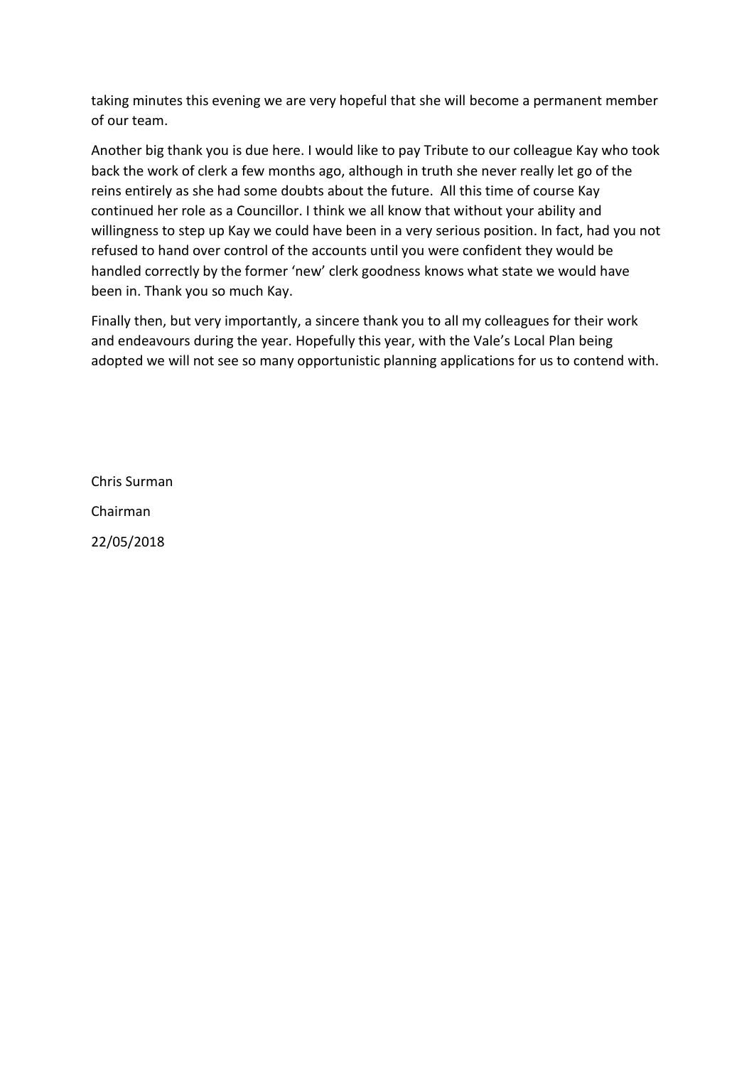taking minutes this evening we are very hopeful that she will become a permanent member of our team.

Another big thank you is due here. I would like to pay Tribute to our colleague Kay who took back the work of clerk a few months ago, although in truth she never really let go of the reins entirely as she had some doubts about the future. All this time of course Kay continued her role as a Councillor. I think we all know that without your ability and willingness to step up Kay we could have been in a very serious position. In fact, had you not refused to hand over control of the accounts until you were confident they would be handled correctly by the former 'new' clerk goodness knows what state we would have been in. Thank you so much Kay.

Finally then, but very importantly, a sincere thank you to all my colleagues for their work and endeavours during the year. Hopefully this year, with the Vale's Local Plan being adopted we will not see so many opportunistic planning applications for us to contend with.

Chris Surman

Chairman

22/05/2018